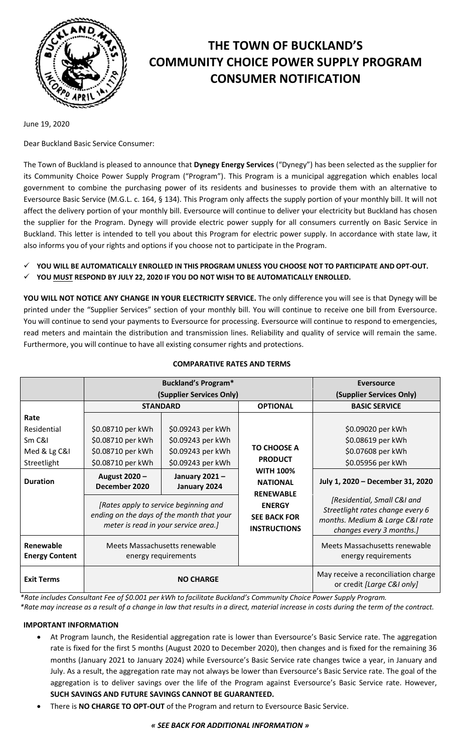# THE TOWN OF BUCKLAND'S COMMUNITY CHOICE POWER SUPPLY PROGRAM CONSUMER NOTIFICATION

June 19, 2020

Dear Buckland Basic Service Consumer:

The Town of Buckland is pleased to announce that **Dynegy Energy Services** ("Dynegy") has been selected as the supplier for its Community Choice Power Supply Program ("Program"). This Program is a municipal aggregation which enables local government to combine the purchasing power of its residents and businesses to provide them with an alternative to Eversource Basic Service (M.G.L. c. 164, § 134). This Program only affects the supply portion of your monthly bill. It will not affect the delivery portion of your monthly bill. Eversource will continue to deliver your electricity but Buckland has chosen the supplier for the Program. Dynegy will provide electric power supply for all consumers currently on Basic Service in Buckland. This letter is intended to tell you about this Program for electric power supply. In accordance with state law, it also informs you of your rights and options if you choose not to participate in the Program.

- ✓ **YOU WILL BE AUTOMATICALLY ENROLLED IN THIS PROGRAM UNLESS YOU CHOOSE NOT TO PARTICIPATE AND OPT-OUT.**
- ✓ **YOU MUST RESPOND BY JULY 22, 2020 IF YOU DO NOT WISH TO BE AUTOMATICALLY ENROLLED.**

**YOU WILL NOT NOTICE ANY CHANGE IN YOUR ELECTRICITY SERVICE.** The only difference you will see is that Dynegy will be printed under the "Supplier Services" section of your monthly bill. You will continue to receive one bill from Eversource. You will continue to send your payments to Eversource for processing. Eversource will continue to respond to emergencies, read meters and maintain the distribution and transmission lines. Reliability and quality of service will remain the same. Furthermore, you will continue to have all existing consumer rights and protections.

**COMPARATIVE RATES AND TERMS**

| | Buckland's Program* (Supplier Services Only) | | | Eversource (Supplier Services Only) |
|---|---|---|---|---|
| | **STANDARD** | | **OPTIONAL** | **BASIC SERVICE** |
| **Rate** | | | | |
| Residential | $0.08710 per kWh | $0.09243 per kWh | TO CHOOSE A PRODUCT WITH 100% NATIONAL RENEWABLE ENERGY SEE BACK FOR INSTRUCTIONS | $0.09020 per kWh |
| Sm C&I | $0.08710 per kWh | $0.09243 per kWh | | $0.08619 per kWh |
| Med & Lg C&I | $0.08710 per kWh | $0.09243 per kWh | | $0.07608 per kWh |
| Streetlight | $0.08710 per kWh | $0.09243 per kWh | | $0.05956 per kWh |
| **Duration** | **August 2020 – December 2020** | **January 2021 – January 2024** | | **July 1, 2020 – December 31, 2020** |
| | *[Rates apply to service beginning and ending on the days of the month that your meter is read in your service area.]* | | | *[Residential, Small C&I and Streetlight rates change every 6 months. Medium & Large C&I rate changes every 3 months.]* |
| **Renewable Energy Content** | Meets Massachusetts renewable energy requirements | | | Meets Massachusetts renewable energy requirements |
| **Exit Terms** | **NO CHARGE** | | | May receive a reconciliation charge or credit *[Large C&I only]* |

*\*Rate includes Consultant Fee of $0.001 per kWh to facilitate Buckland's Community Choice Power Supply Program.*
*\*Rate may increase as a result of a change in law that results in a direct, material increase in costs during the term of the contract.*

**IMPORTANT INFORMATION**

- At Program launch, the Residential aggregation rate is lower than Eversource's Basic Service rate. The aggregation rate is fixed for the first 5 months (August 2020 to December 2020), then changes and is fixed for the remaining 36 months (January 2021 to January 2024) while Eversource's Basic Service rate changes twice a year, in January and July. As a result, the aggregation rate may not always be lower than Eversource's Basic Service rate. The goal of the aggregation is to deliver savings over the life of the Program against Eversource's Basic Service rate. However, **SUCH SAVINGS AND FUTURE SAVINGS CANNOT BE GUARANTEED.**
- There is **NO CHARGE TO OPT-OUT** of the Program and return to Eversource Basic Service.

***« SEE BACK FOR ADDITIONAL INFORMATION »***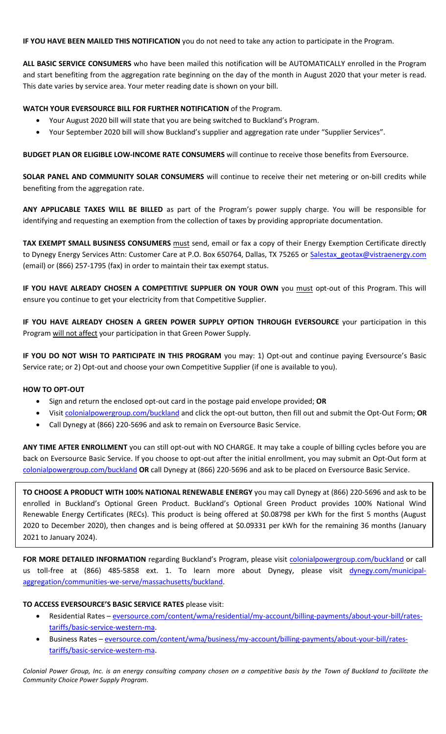**IF YOU HAVE BEEN MAILED THIS NOTIFICATION** you do not need to take any action to participate in the Program.

**ALL BASIC SERVICE CONSUMERS** who have been mailed this notification will be AUTOMATICALLY enrolled in the Program and start benefiting from the aggregation rate beginning on the day of the month in August 2020 that your meter is read. This date varies by service area. Your meter reading date is shown on your bill.

**WATCH YOUR EVERSOURCE BILL FOR FURTHER NOTIFICATION** of the Program.

- Your August 2020 bill will state that you are being switched to Buckland's Program.
- Your September 2020 bill will show Buckland's supplier and aggregation rate under "Supplier Services".

**BUDGET PLAN OR ELIGIBLE LOW-INCOME RATE CONSUMERS** will continue to receive those benefits from Eversource.

**SOLAR PANEL AND COMMUNITY SOLAR CONSUMERS** will continue to receive their net metering or on-bill credits while benefiting from the aggregation rate.

**ANY APPLICABLE TAXES WILL BE BILLED** as part of the Program's power supply charge. You will be responsible for identifying and requesting an exemption from the collection of taxes by providing appropriate documentation.

**TAX EXEMPT SMALL BUSINESS CONSUMERS** must send, email or fax a copy of their Energy Exemption Certificate directly to Dynegy Energy Services Attn: Customer Care at P.O. Box 650764, Dallas, TX 75265 or Salestax_geotax@vistraenergy.com (email) or (866) 257-1795 (fax) in order to maintain their tax exempt status.

**IF YOU HAVE ALREADY CHOSEN A COMPETITIVE SUPPLIER ON YOUR OWN** you must opt-out of this Program. This will ensure you continue to get your electricity from that Competitive Supplier.

**IF YOU HAVE ALREADY CHOSEN A GREEN POWER SUPPLY OPTION THROUGH EVERSOURCE** your participation in this Program will not affect your participation in that Green Power Supply.

**IF YOU DO NOT WISH TO PARTICIPATE IN THIS PROGRAM** you may: 1) Opt-out and continue paying Eversource's Basic Service rate; or 2) Opt-out and choose your own Competitive Supplier (if one is available to you).

**HOW TO OPT-OUT**

- Sign and return the enclosed opt-out card in the postage paid envelope provided; **OR**
- Visit colonialpowergroup.com/buckland and click the opt-out button, then fill out and submit the Opt-Out Form; **OR**
- Call Dynegy at (866) 220-5696 and ask to remain on Eversource Basic Service.

**ANY TIME AFTER ENROLLMENT** you can still opt-out with NO CHARGE. It may take a couple of billing cycles before you are back on Eversource Basic Service. If you choose to opt-out after the initial enrollment, you may submit an Opt-Out form at colonialpowergroup.com/buckland **OR** call Dynegy at (866) 220-5696 and ask to be placed on Eversource Basic Service.

**TO CHOOSE A PRODUCT WITH 100% NATIONAL RENEWABLE ENERGY** you may call Dynegy at (866) 220-5696 and ask to be enrolled in Buckland's Optional Green Product. Buckland's Optional Green Product provides 100% National Wind Renewable Energy Certificates (RECs). This product is being offered at $0.08798 per kWh for the first 5 months (August 2020 to December 2020), then changes and is being offered at $0.09331 per kWh for the remaining 36 months (January 2021 to January 2024).

**FOR MORE DETAILED INFORMATION** regarding Buckland's Program, please visit colonialpowergroup.com/buckland or call us toll-free at (866) 485-5858 ext. 1. To learn more about Dynegy, please visit dynegy.com/municipal-aggregation/communities-we-serve/massachusetts/buckland.

**TO ACCESS EVERSOURCE'S BASIC SERVICE RATES** please visit:

- Residential Rates – eversource.com/content/wma/residential/my-account/billing-payments/about-your-bill/rates-tariffs/basic-service-western-ma.
- Business Rates – eversource.com/content/wma/business/my-account/billing-payments/about-your-bill/rates-tariffs/basic-service-western-ma.

*Colonial Power Group, Inc. is an energy consulting company chosen on a competitive basis by the Town of Buckland to facilitate the Community Choice Power Supply Program.*